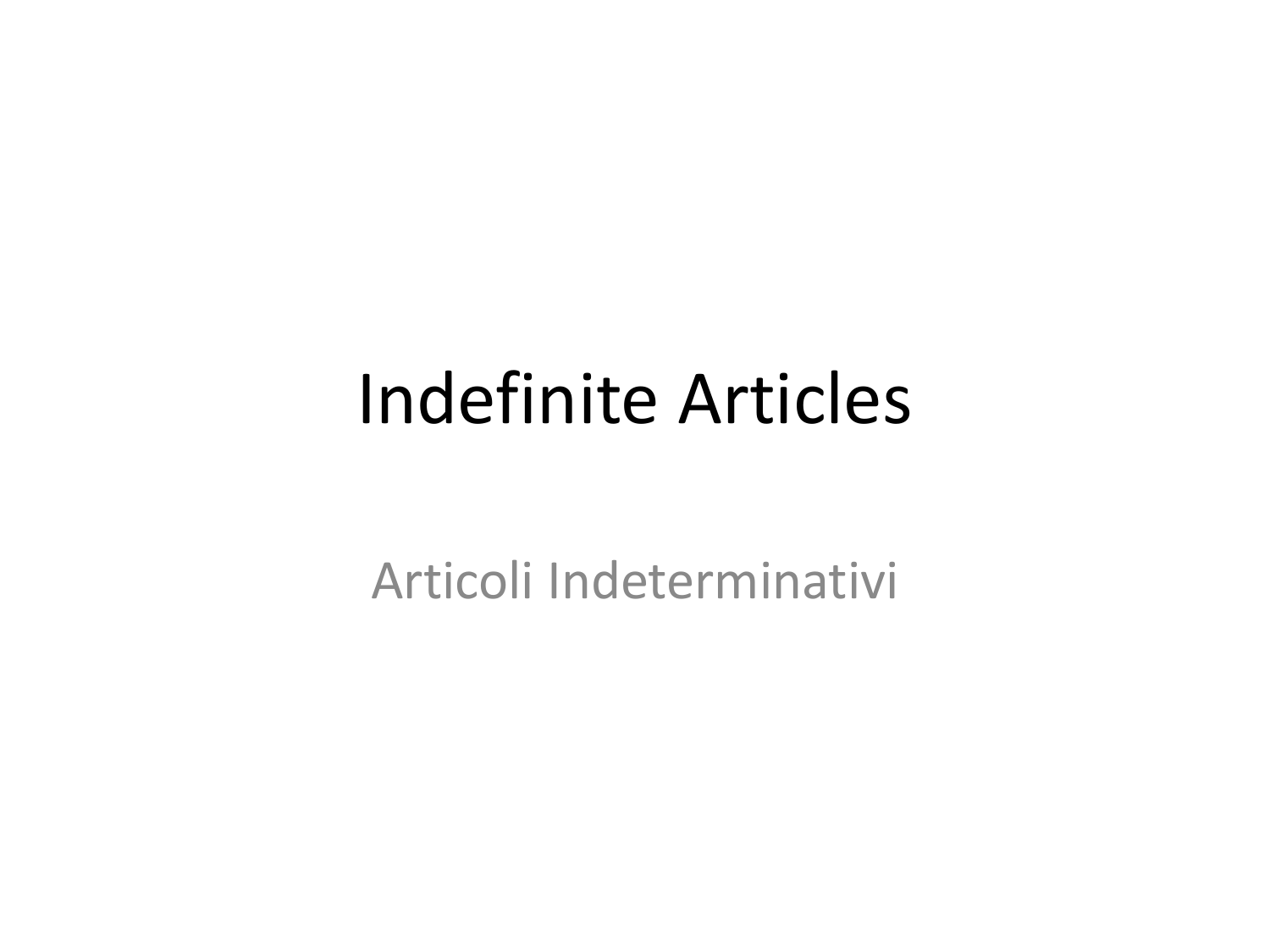# Indefinite Articles

Articoli Indeterminativi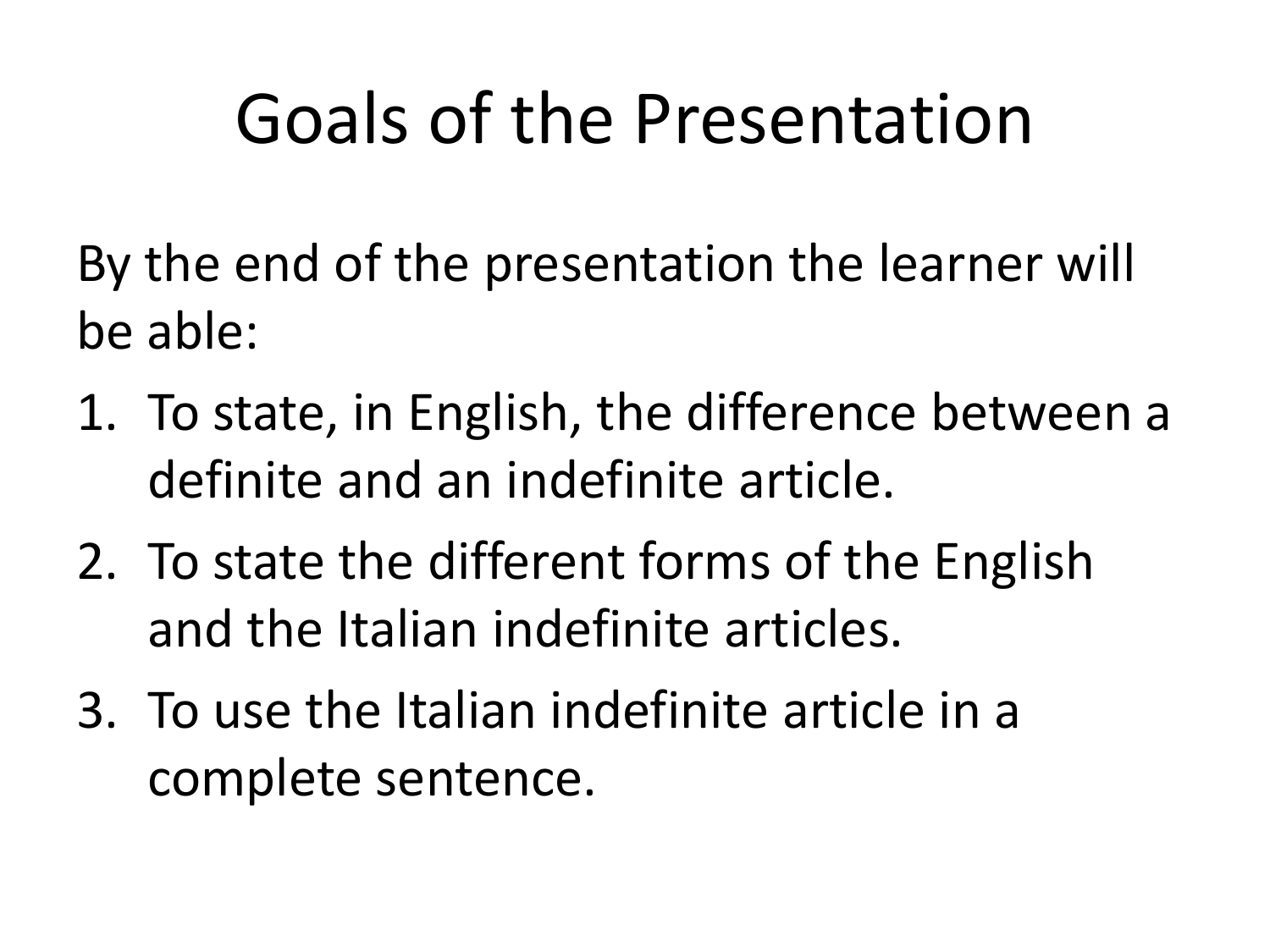# Goals of the Presentation

By the end of the presentation the learner will be able:

1. To state, in English, the difference between a definite and an indefinite article.
2. To state the different forms of the English and the Italian indefinite articles.
3. To use the Italian indefinite article in a complete sentence.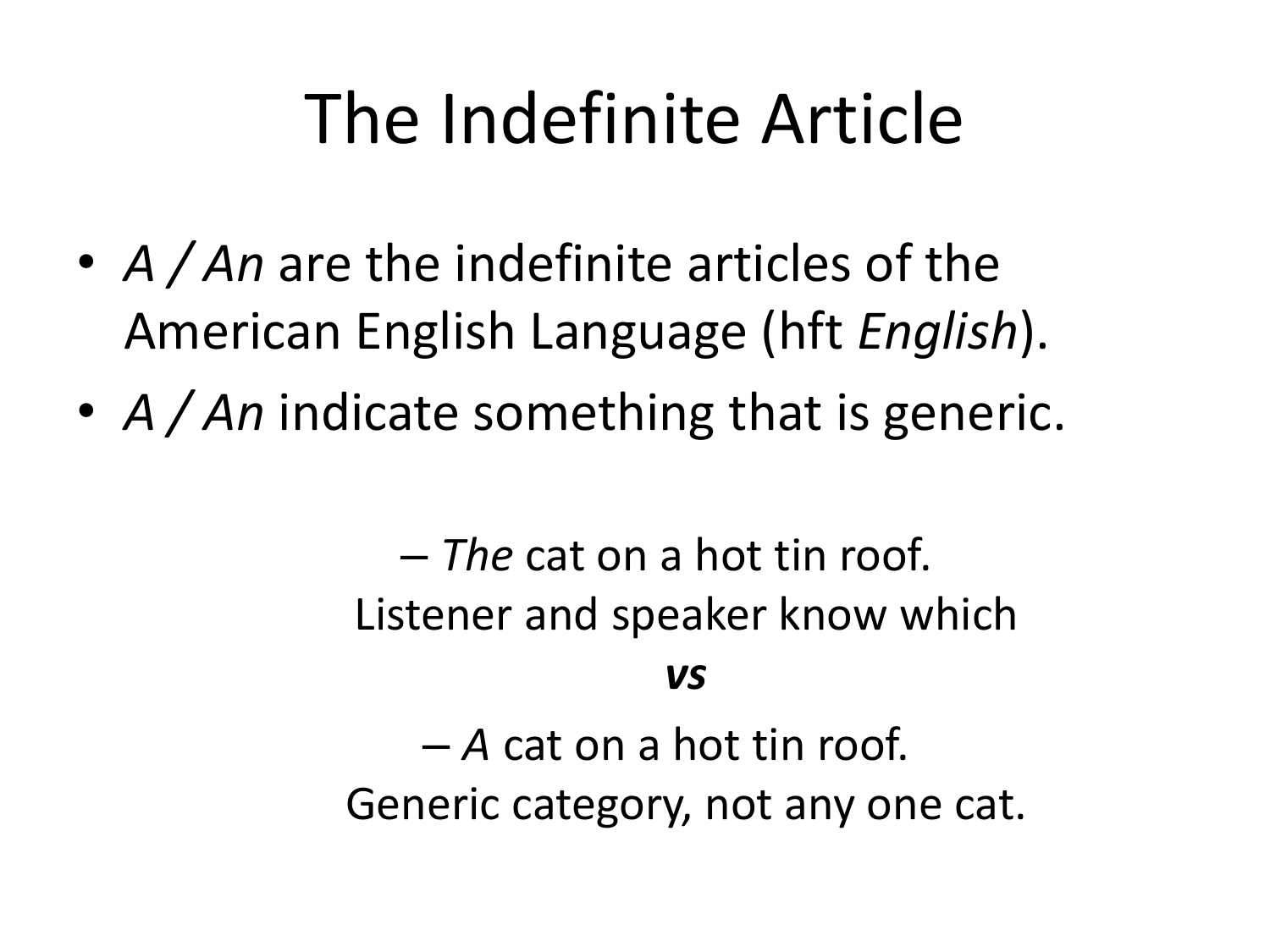# The Indefinite Article

- *A / An* are the indefinite articles of the American English Language (hft *English*).
- *A / An* indicate something that is generic.

  - *The* cat on a hot tin roof.
    Listener and speaker know which

    ***vs***

  - *A* cat on a hot tin roof.
    Generic category, not any one cat.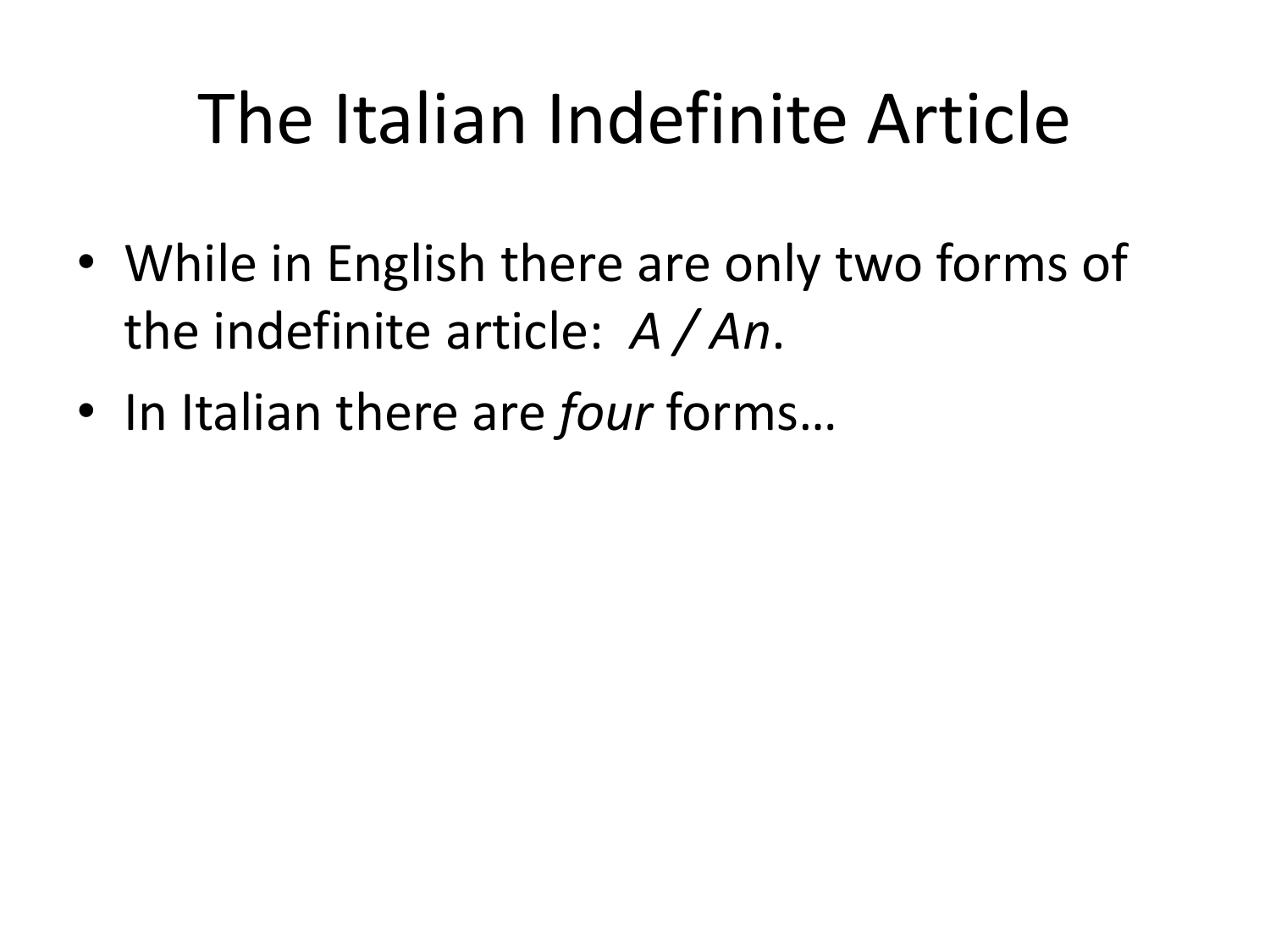# The Italian Indefinite Article

- While in English there are only two forms of the indefinite article: *A / An*.
- In Italian there are *four* forms…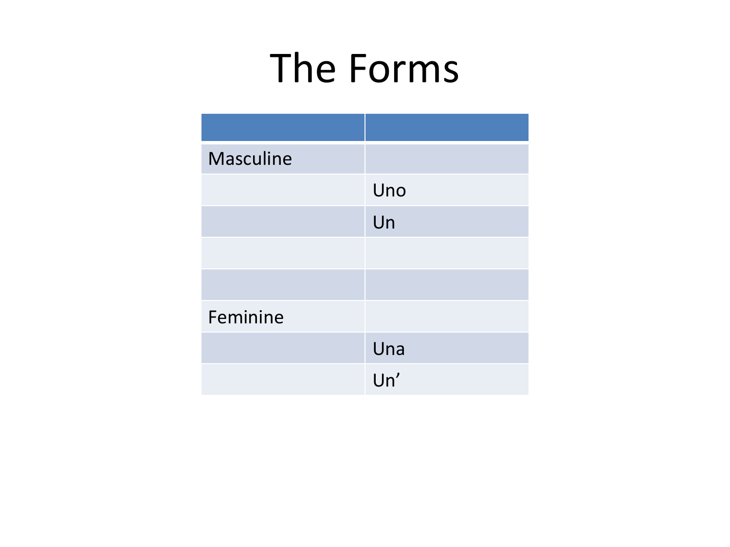# The Forms

| | |
|---|---|
| Masculine | |
| | Uno |
| | Un |
| | |
| | |
| Feminine | |
| | Una |
| | Un’ |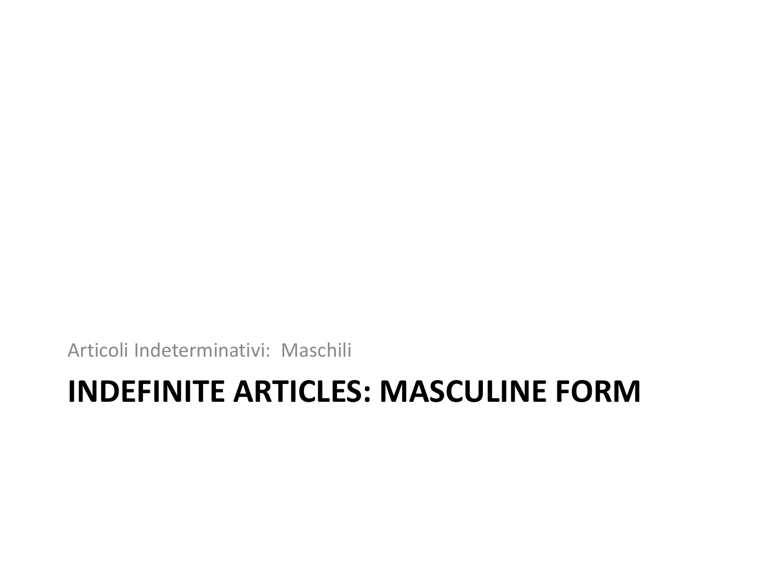Articoli Indeterminativi:  Maschili

# INDEFINITE ARTICLES: MASCULINE FORM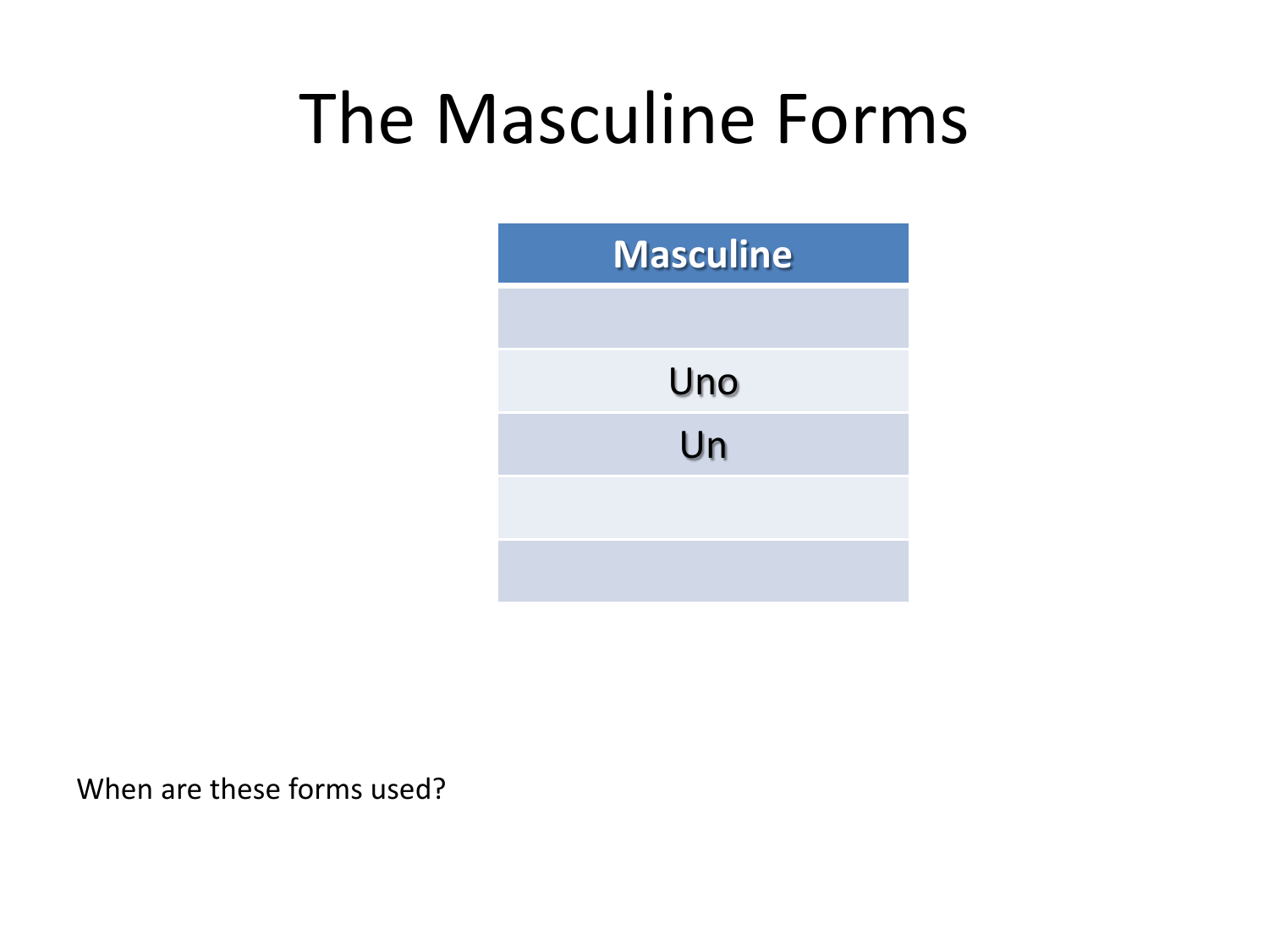# The Masculine Forms

| Masculine |
|---|
| |
| Uno |
| Un |
| |
| |

When are these forms used?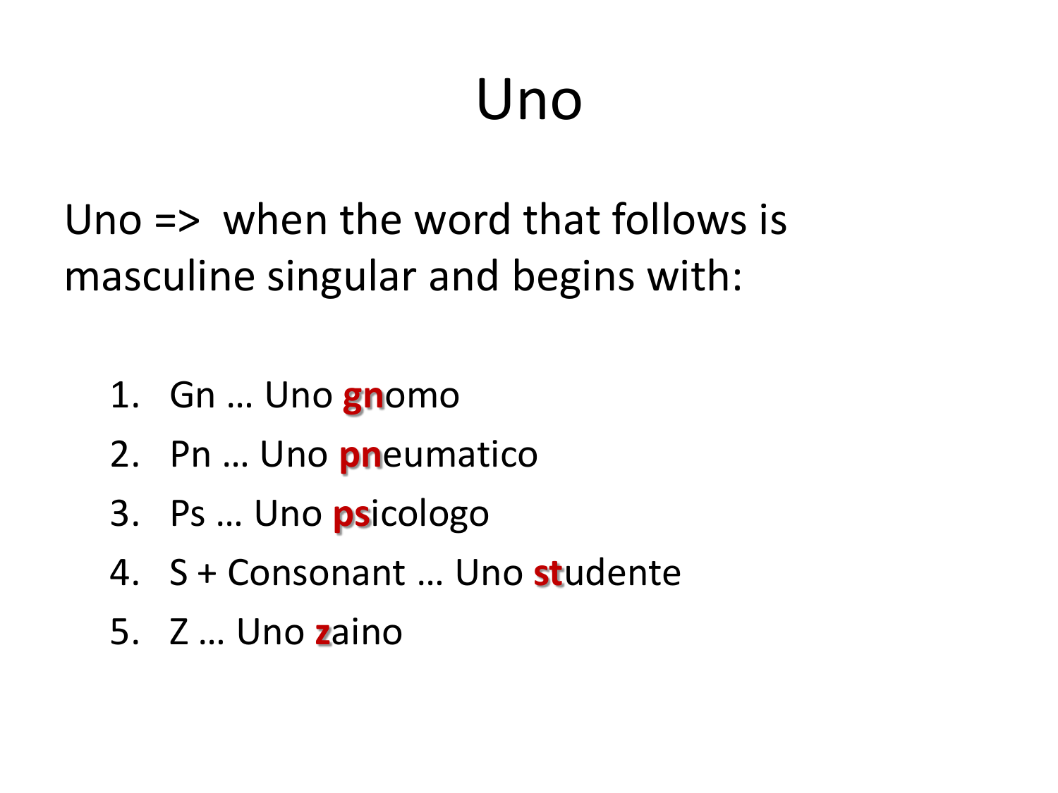# Uno

Uno => when the word that follows is masculine singular and begins with:

1. Gn … Uno **gn**omo
2. Pn … Uno **pn**eumatico
3. Ps … Uno **ps**icologo
4. S + Consonant … Uno **st**udente
5. Z … Uno **z**aino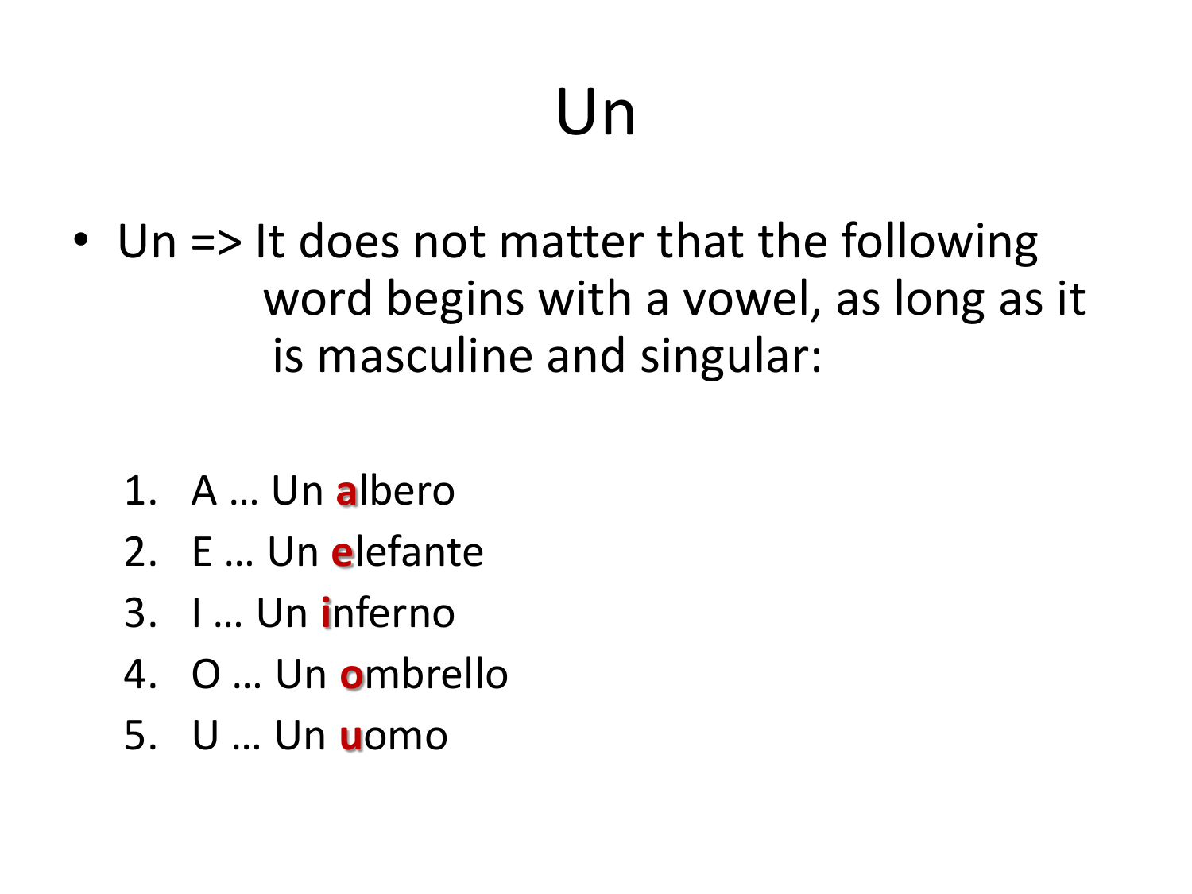# Un

- Un => It does not matter that the following word begins with a vowel, as long as it is masculine and singular:

1. A … Un **a**lbero
2. E … Un **e**lefante
3. I … Un **i**nferno
4. O … Un **o**mbrello
5. U … Un **u**omo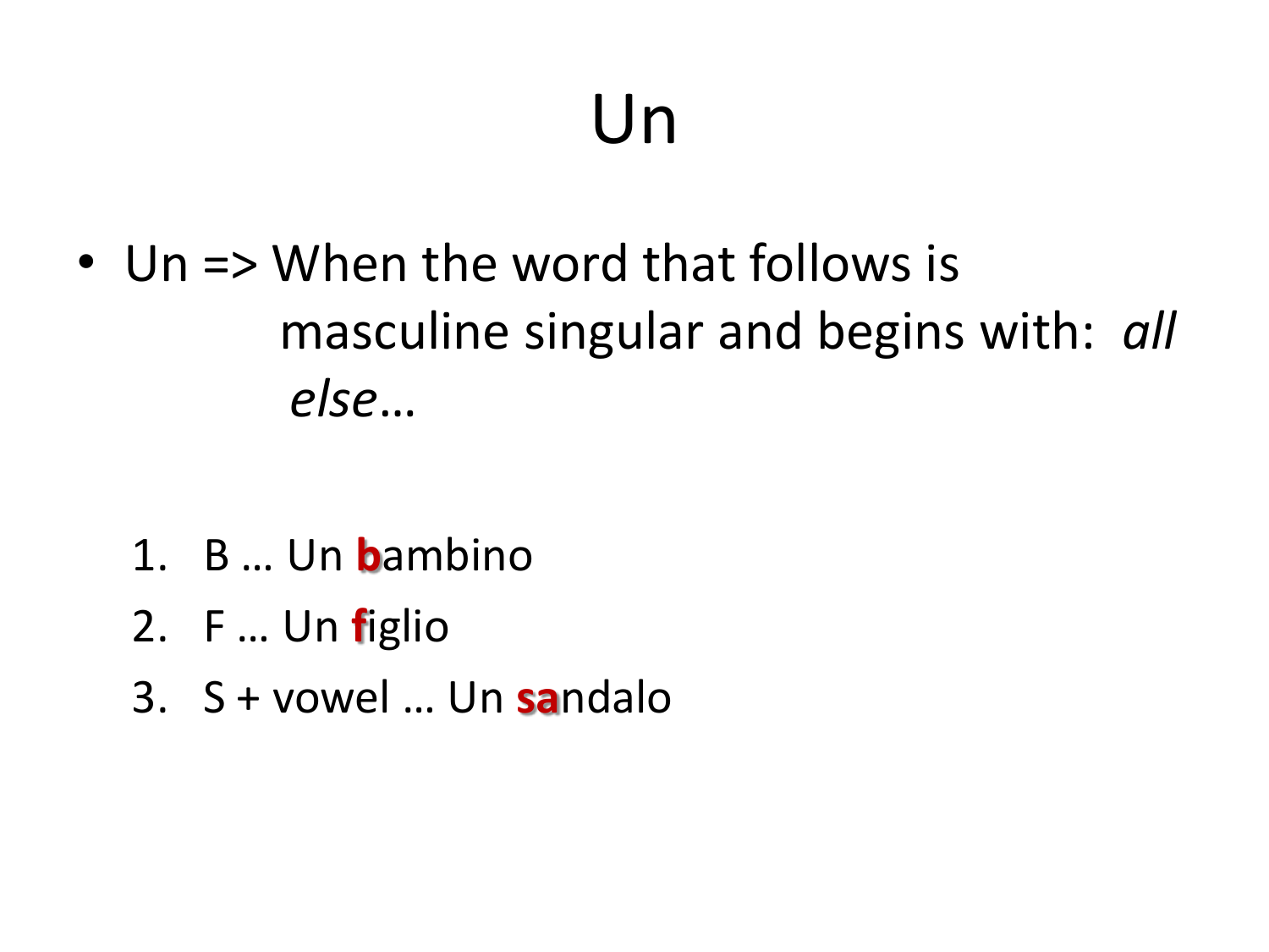# Un

- Un => When the word that follows is masculine singular and begins with: *all else*…

1. B … Un **b**ambino
2. F … Un **f**iglio
3. S + vowel … Un **sa**ndalo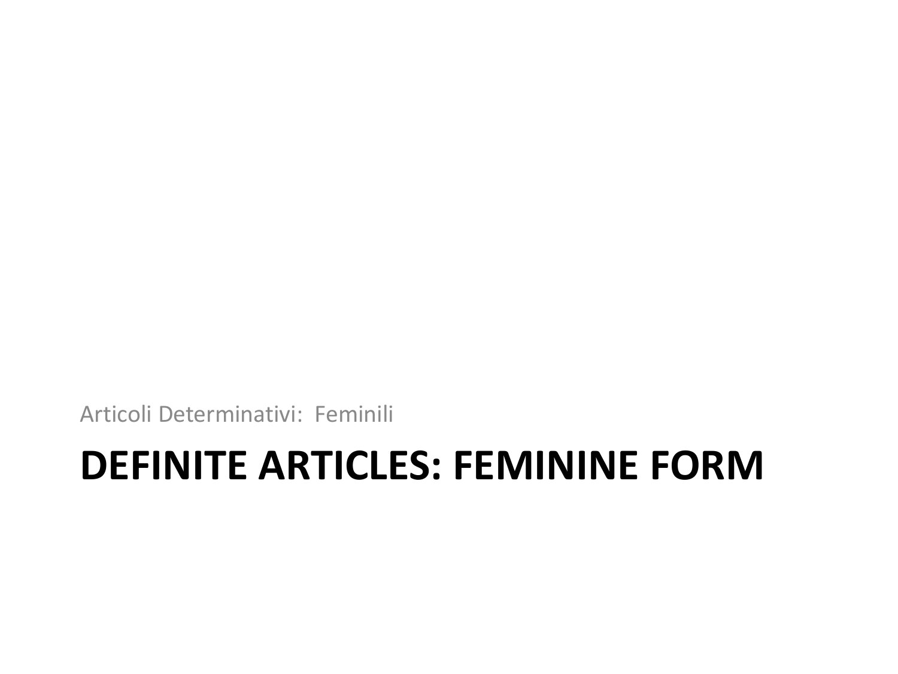Articoli Determinativi:  Feminili

# DEFINITE ARTICLES: FEMININE FORM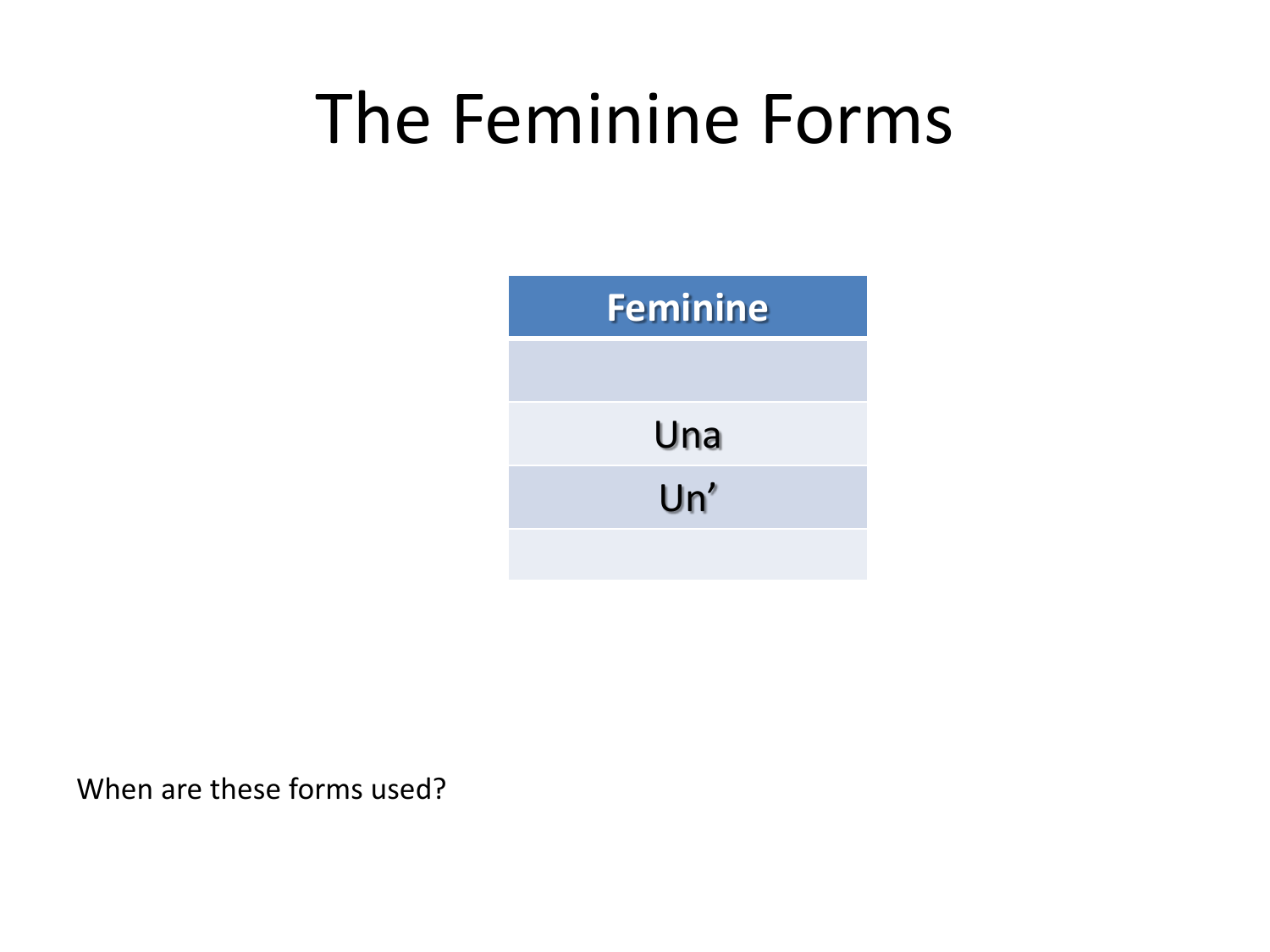# The Feminine Forms

| Feminine |
| --- |
| |
| Una |
| Un’ |
| |

When are these forms used?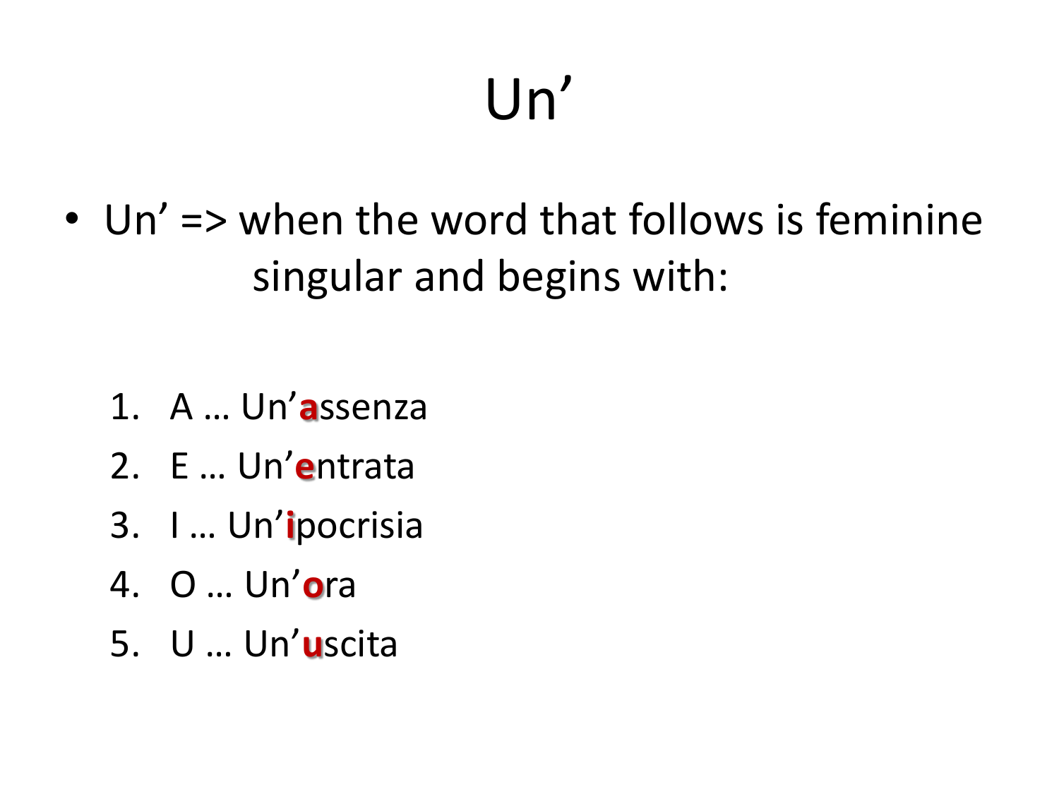# Un’

- Un’ => when the word that follows is feminine singular and begins with:

1. A … Un’**a**ssenza
2. E … Un’**e**ntrata
3. I … Un’**i**pocrisia
4. O … Un’**o**ra
5. U … Un’**u**scita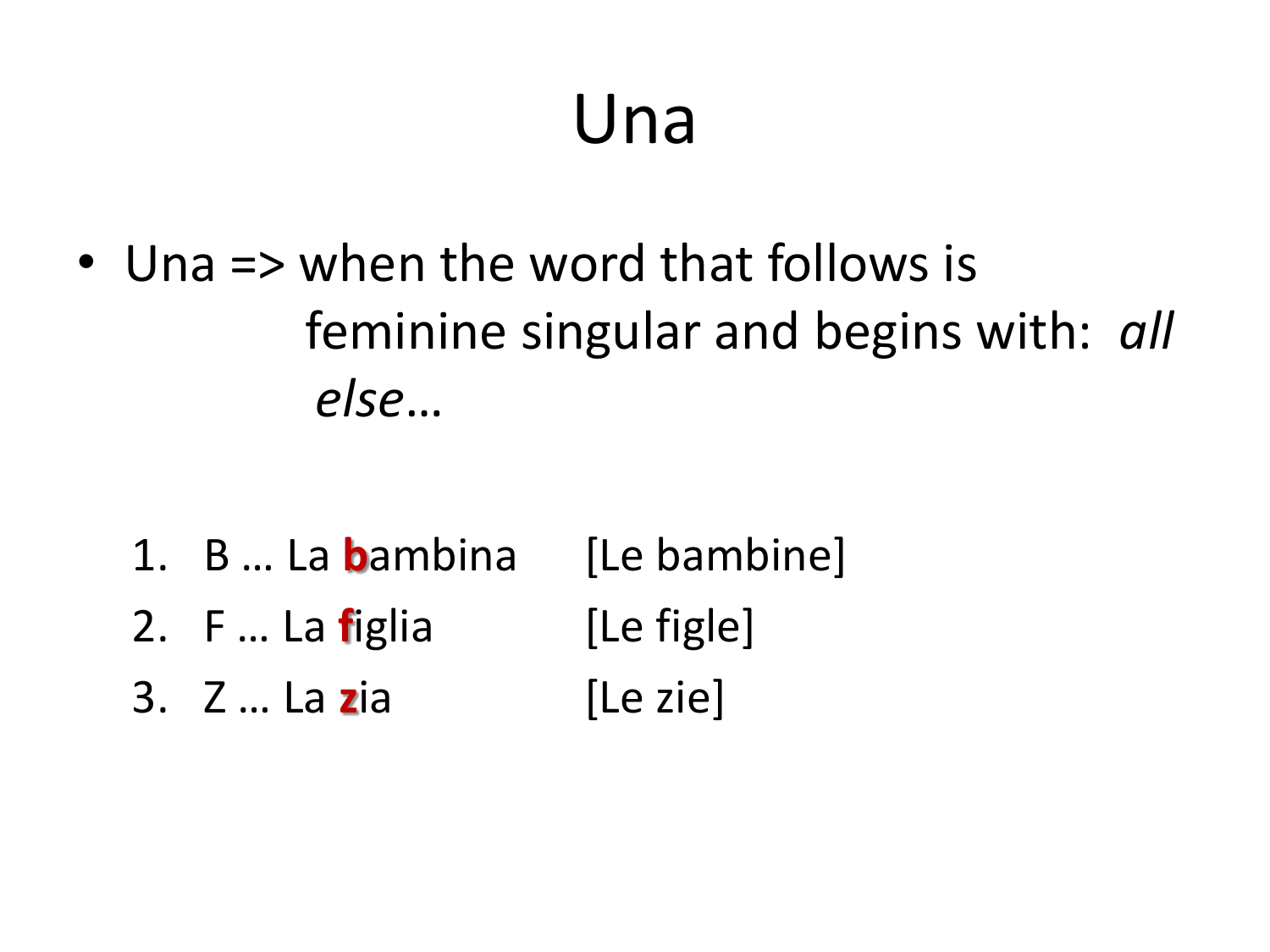# Una

- Una => when the word that follows is feminine singular and begins with: *all else*…

1. B … La **b**ambina [Le bambine]
2. F … La **f**iglia [Le figle]
3. Z … La **z**ia [Le zie]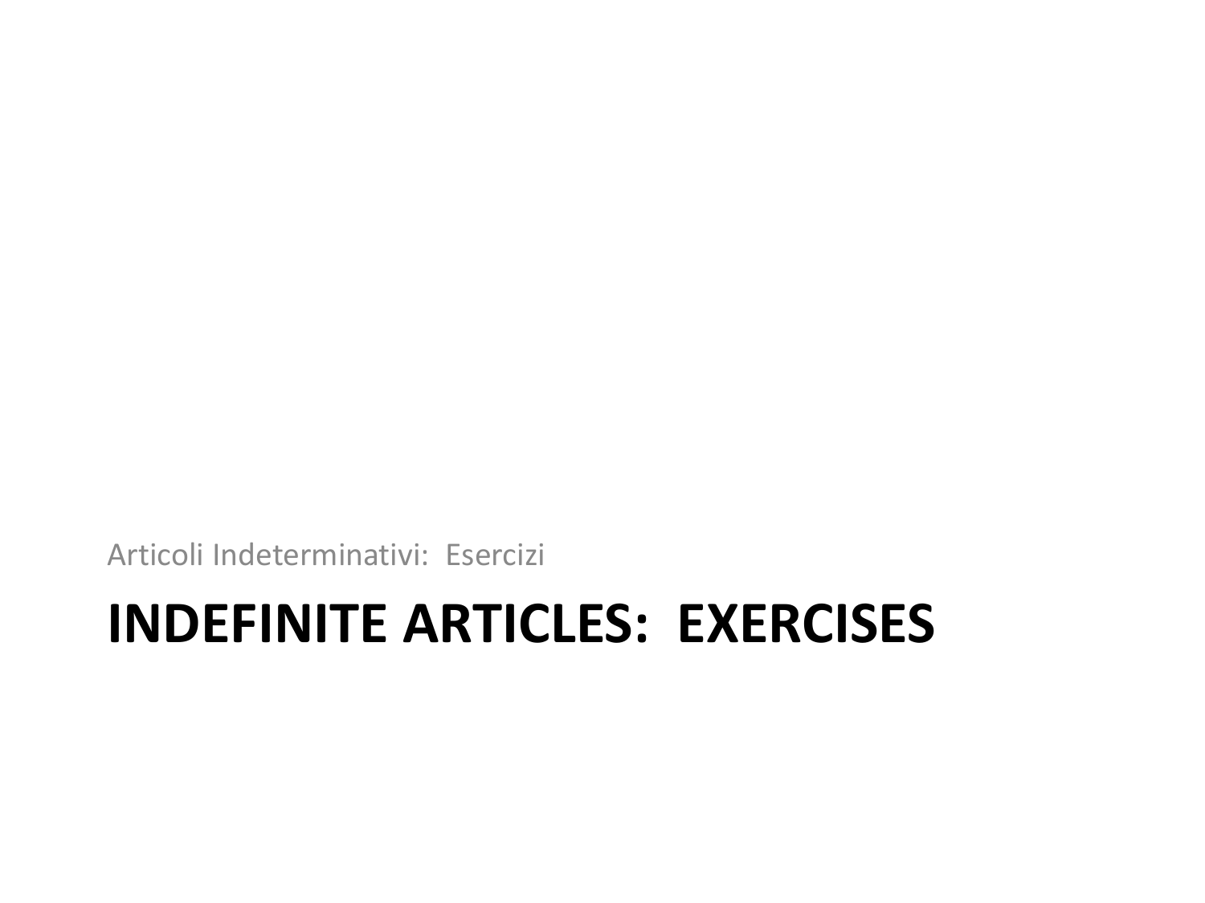Articoli Indeterminativi:  Esercizi

# INDEFINITE ARTICLES:  EXERCISES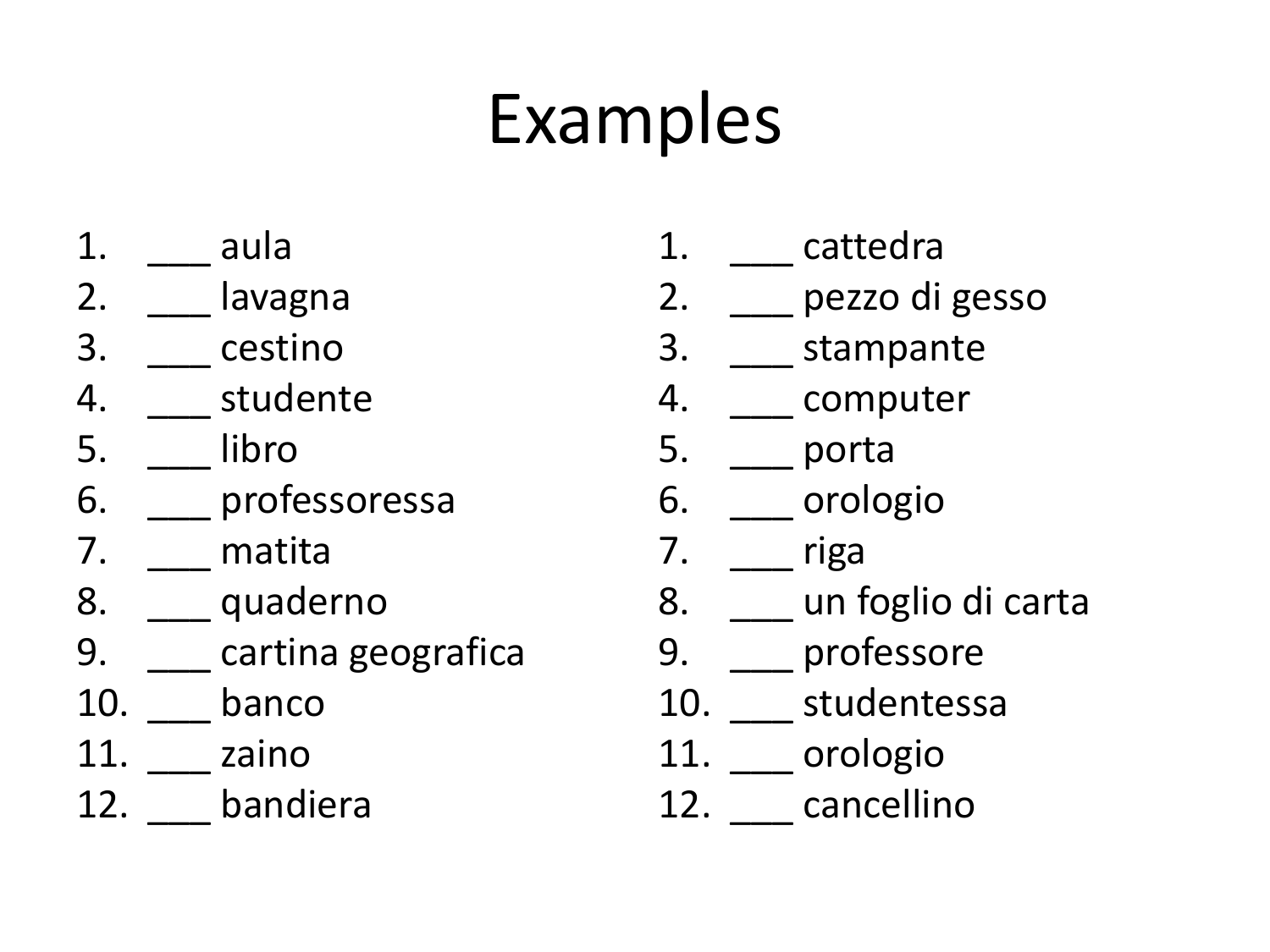# Examples

1. ___ aula
2. ___ lavagna
3. ___ cestino
4. ___ studente
5. ___ libro
6. ___ professoressa
7. ___ matita
8. ___ quaderno
9. ___ cartina geografica
10. ___ banco
11. ___ zaino
12. ___ bandiera

1. ___ cattedra
2. ___ pezzo di gesso
3. ___ stampante
4. ___ computer
5. ___ porta
6. ___ orologio
7. ___ riga
8. ___ un foglio di carta
9. ___ professore
10. ___ studentessa
11. ___ orologio
12. ___ cancellino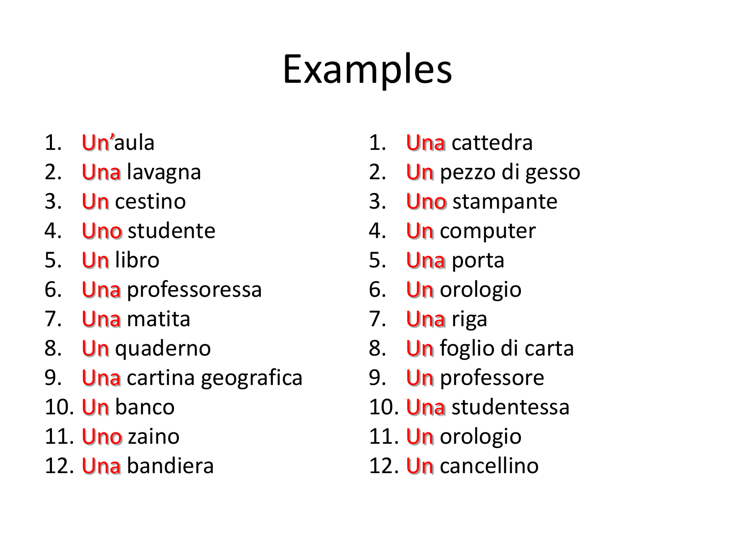# Examples

1. Un'aula
2. Una lavagna
3. Un cestino
4. Uno studente
5. Un libro
6. Una professoressa
7. Una matita
8. Un quaderno
9. Una cartina geografica
10. Un banco
11. Uno zaino
12. Una bandiera

1. Una cattedra
2. Un pezzo di gesso
3. Uno stampante
4. Un computer
5. Una porta
6. Un orologio
7. Una riga
8. Un foglio di carta
9. Un professore
10. Una studentessa
11. Un orologio
12. Un cancellino